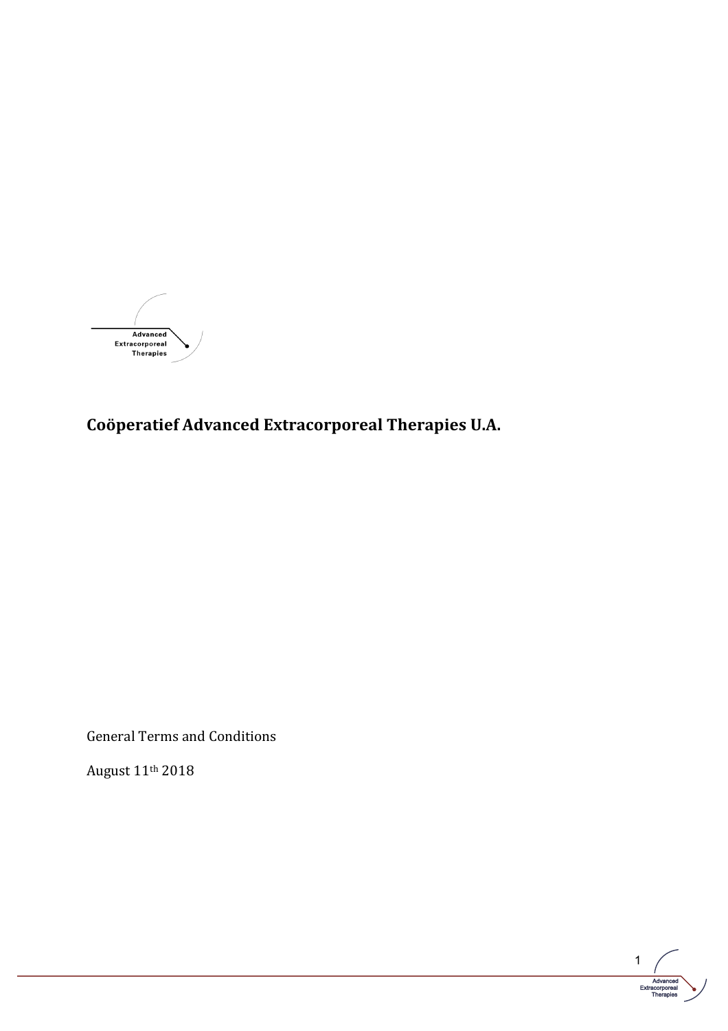# Coöperatief Advanced Extracorporeal Therapies U.A.

General Terms and Conditions

August 11th 2018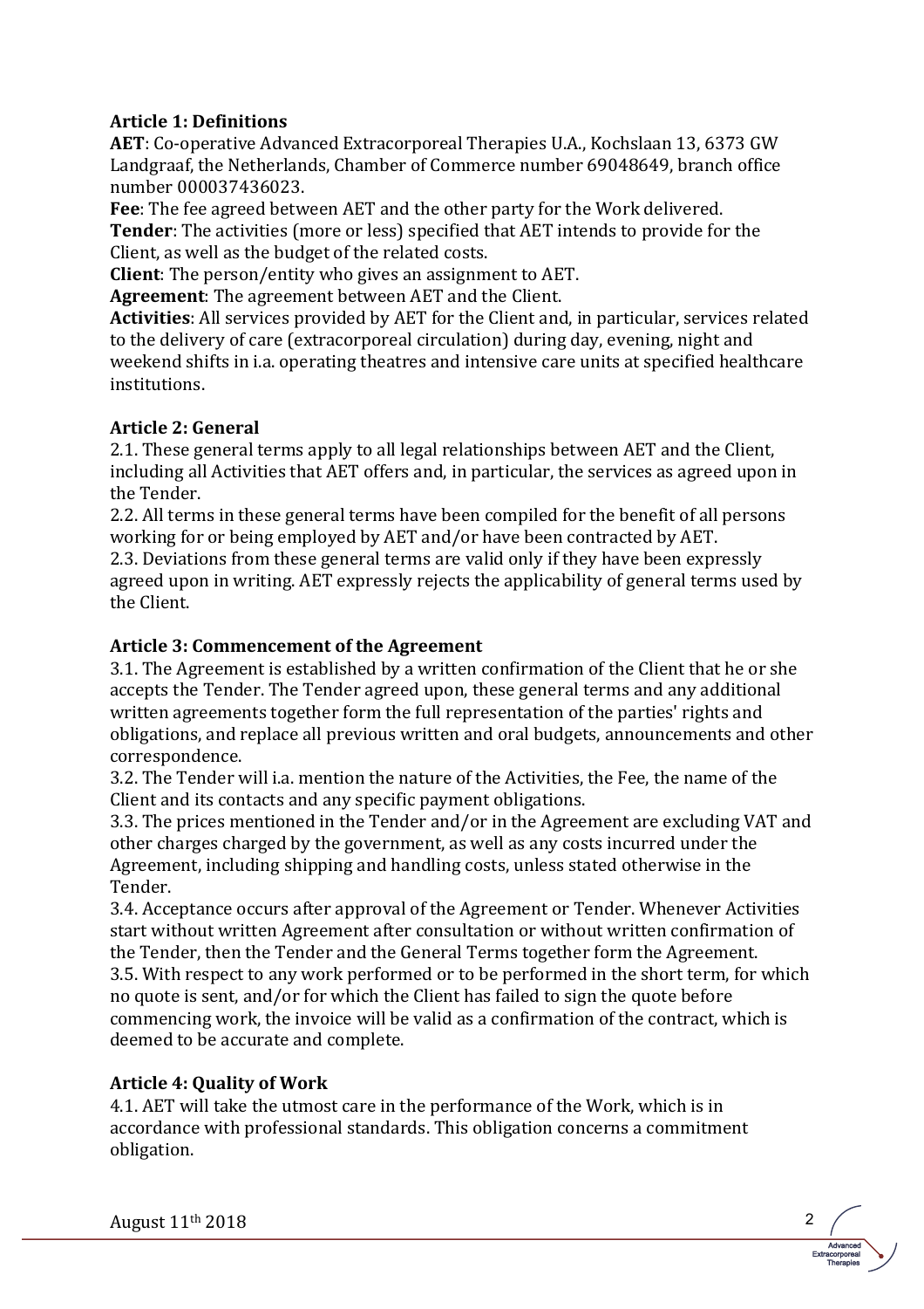### Article 1: Definitions

**AET**: Co-operative Advanced Extracorporeal Therapies U.A., Kochslaan 13, 6373 GW Landgraaf, the Netherlands, Chamber of Commerce number 69048649, branch office number 000037436023.

**Fee**: The fee agreed between AET and the other party for the Work delivered.

**Tender**: The activities (more or less) specified that AET intends to provide for the Client, as well as the budget of the related costs.

**Client**: The person/entity who gives an assignment to AET.

**Agreement**: The agreement between AET and the Client.

**Activities**: All services provided by AET for the Client and, in particular, services related to the delivery of care (extracorporeal circulation) during day, evening, night and weekend shifts in i.a. operating theatres and intensive care units at specified healthcare institutions.

### Article 2: General

2.1. These general terms apply to all legal relationships between AET and the Client, including all Activities that AET offers and, in particular, the services as agreed upon in the Tender.

2.2. All terms in these general terms have been compiled for the benefit of all persons working for or being employed by AET and/or have been contracted by AET.

2.3. Deviations from these general terms are valid only if they have been expressly agreed upon in writing. AET expressly rejects the applicability of general terms used by the Client.

### Article 3: Commencement of the Agreement

3.1. The Agreement is established by a written confirmation of the Client that he or she accepts the Tender. The Tender agreed upon, these general terms and any additional written agreements together form the full representation of the parties' rights and obligations, and replace all previous written and oral budgets, announcements and other correspondence.

3.2. The Tender will i.a. mention the nature of the Activities, the Fee, the name of the Client and its contacts and any specific payment obligations.

3.3. The prices mentioned in the Tender and/or in the Agreement are excluding VAT and other charges charged by the government, as well as any costs incurred under the Agreement, including shipping and handling costs, unless stated otherwise in the Tender.

3.4. Acceptance occurs after approval of the Agreement or Tender. Whenever Activities start without written Agreement after consultation or without written confirmation of the Tender, then the Tender and the General Terms together form the Agreement.

3.5. With respect to any work performed or to be performed in the short term, for which no quote is sent, and/or for which the Client has failed to sign the quote before commencing work, the invoice will be valid as a confirmation of the contract, which is deemed to be accurate and complete.

### Article 4: Quality of Work

4.1. AET will take the utmost care in the performance of the Work, which is in accordance with professional standards. This obligation concerns a commitment obligation.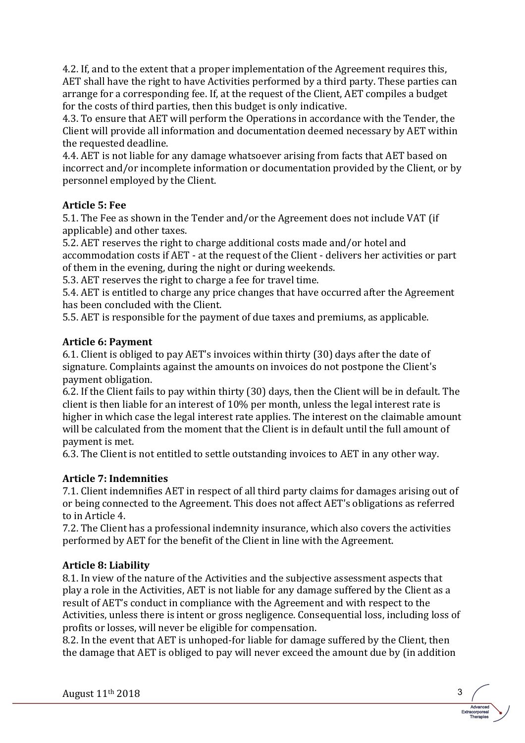4.2. If, and to the extent that a proper implementation of the Agreement requires this, AET shall have the right to have Activities performed by a third party. These parties can arrange for a corresponding fee. If, at the request of the Client, AET compiles a budget for the costs of third parties, then this budget is only indicative.
4.3. To ensure that AET will perform the Operations in accordance with the Tender, the Client will provide all information and documentation deemed necessary by AET within the requested deadline.
4.4. AET is not liable for any damage whatsoever arising from facts that AET based on incorrect and/or incomplete information or documentation provided by the Client, or by personnel employed by the Client.

**Article 5: Fee**
5.1. The Fee as shown in the Tender and/or the Agreement does not include VAT (if applicable) and other taxes.
5.2. AET reserves the right to charge additional costs made and/or hotel and accommodation costs if AET - at the request of the Client - delivers her activities or part of them in the evening, during the night or during weekends.
5.3. AET reserves the right to charge a fee for travel time.
5.4. AET is entitled to charge any price changes that have occurred after the Agreement has been concluded with the Client.
5.5. AET is responsible for the payment of due taxes and premiums, as applicable.

**Article 6: Payment**
6.1. Client is obliged to pay AET's invoices within thirty (30) days after the date of signature. Complaints against the amounts on invoices do not postpone the Client's payment obligation.
6.2. If the Client fails to pay within thirty (30) days, then the Client will be in default. The client is then liable for an interest of 10% per month, unless the legal interest rate is higher in which case the legal interest rate applies. The interest on the claimable amount will be calculated from the moment that the Client is in default until the full amount of payment is met.
6.3. The Client is not entitled to settle outstanding invoices to AET in any other way.

**Article 7: Indemnities**
7.1. Client indemnifies AET in respect of all third party claims for damages arising out of or being connected to the Agreement. This does not affect AET's obligations as referred to in Article 4.
7.2. The Client has a professional indemnity insurance, which also covers the activities performed by AET for the benefit of the Client in line with the Agreement.

**Article 8: Liability**
8.1. In view of the nature of the Activities and the subjective assessment aspects that play a role in the Activities, AET is not liable for any damage suffered by the Client as a result of AET's conduct in compliance with the Agreement and with respect to the Activities, unless there is intent or gross negligence. Consequential loss, including loss of profits or losses, will never be eligible for compensation.
8.2. In the event that AET is unhoped-for liable for damage suffered by the Client, then the damage that AET is obliged to pay will never exceed the amount due by (in addition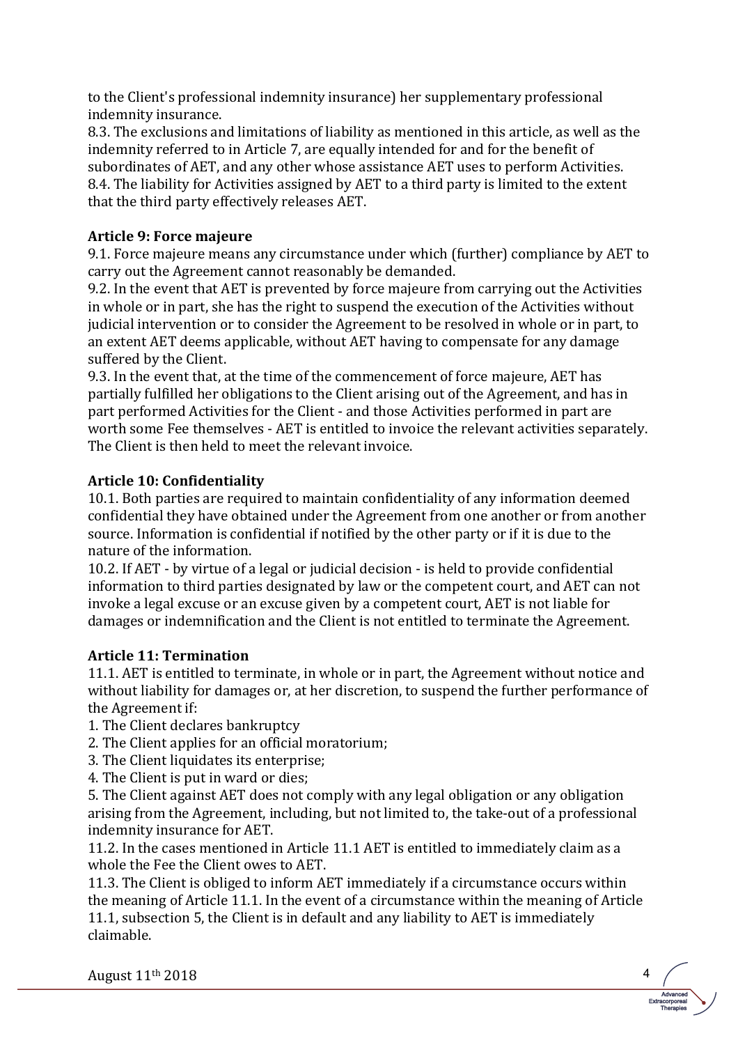to the Client's professional indemnity insurance) her supplementary professional indemnity insurance.

8.3. The exclusions and limitations of liability as mentioned in this article, as well as the indemnity referred to in Article 7, are equally intended for and for the benefit of subordinates of AET, and any other whose assistance AET uses to perform Activities.

8.4. The liability for Activities assigned by AET to a third party is limited to the extent that the third party effectively releases AET.

**Article 9: Force majeure**

9.1. Force majeure means any circumstance under which (further) compliance by AET to carry out the Agreement cannot reasonably be demanded.

9.2. In the event that AET is prevented by force majeure from carrying out the Activities in whole or in part, she has the right to suspend the execution of the Activities without judicial intervention or to consider the Agreement to be resolved in whole or in part, to an extent AET deems applicable, without AET having to compensate for any damage suffered by the Client.

9.3. In the event that, at the time of the commencement of force majeure, AET has partially fulfilled her obligations to the Client arising out of the Agreement, and has in part performed Activities for the Client - and those Activities performed in part are worth some Fee themselves - AET is entitled to invoice the relevant activities separately. The Client is then held to meet the relevant invoice.

**Article 10: Confidentiality**

10.1. Both parties are required to maintain confidentiality of any information deemed confidential they have obtained under the Agreement from one another or from another source. Information is confidential if notified by the other party or if it is due to the nature of the information.

10.2. If AET - by virtue of a legal or judicial decision - is held to provide confidential information to third parties designated by law or the competent court, and AET can not invoke a legal excuse or an excuse given by a competent court, AET is not liable for damages or indemnification and the Client is not entitled to terminate the Agreement.

**Article 11: Termination**

11.1. AET is entitled to terminate, in whole or in part, the Agreement without notice and without liability for damages or, at her discretion, to suspend the further performance of the Agreement if:

1. The Client declares bankruptcy
2. The Client applies for an official moratorium;
3. The Client liquidates its enterprise;
4. The Client is put in ward or dies;
5. The Client against AET does not comply with any legal obligation or any obligation arising from the Agreement, including, but not limited to, the take-out of a professional indemnity insurance for AET.

11.2. In the cases mentioned in Article 11.1 AET is entitled to immediately claim as a whole the Fee the Client owes to AET.

11.3. The Client is obliged to inform AET immediately if a circumstance occurs within the meaning of Article 11.1. In the event of a circumstance within the meaning of Article 11.1, subsection 5, the Client is in default and any liability to AET is immediately claimable.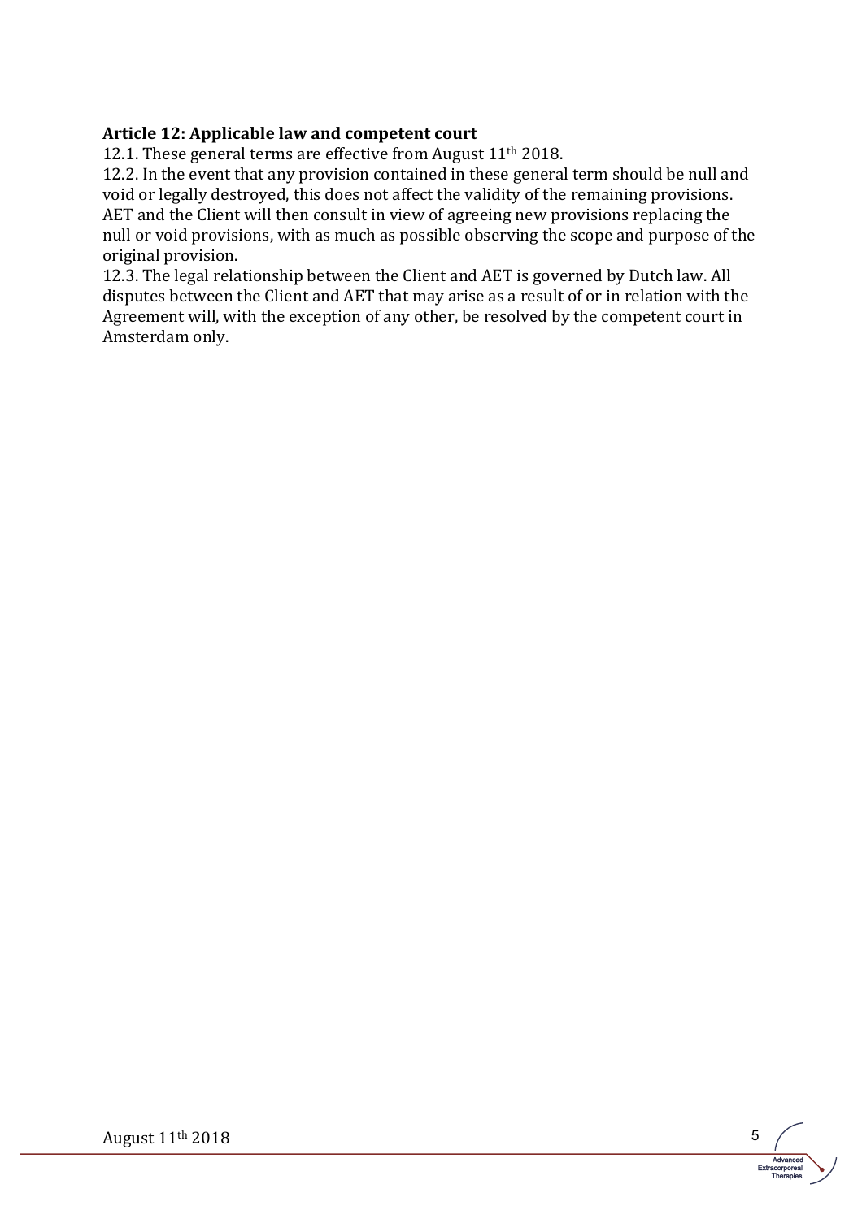**Article 12: Applicable law and competent court**

12.1. These general terms are effective from August 11th 2018.

12.2. In the event that any provision contained in these general term should be null and void or legally destroyed, this does not affect the validity of the remaining provisions. AET and the Client will then consult in view of agreeing new provisions replacing the null or void provisions, with as much as possible observing the scope and purpose of the original provision.

12.3. The legal relationship between the Client and AET is governed by Dutch law. All disputes between the Client and AET that may arise as a result of or in relation with the Agreement will, with the exception of any other, be resolved by the competent court in Amsterdam only.